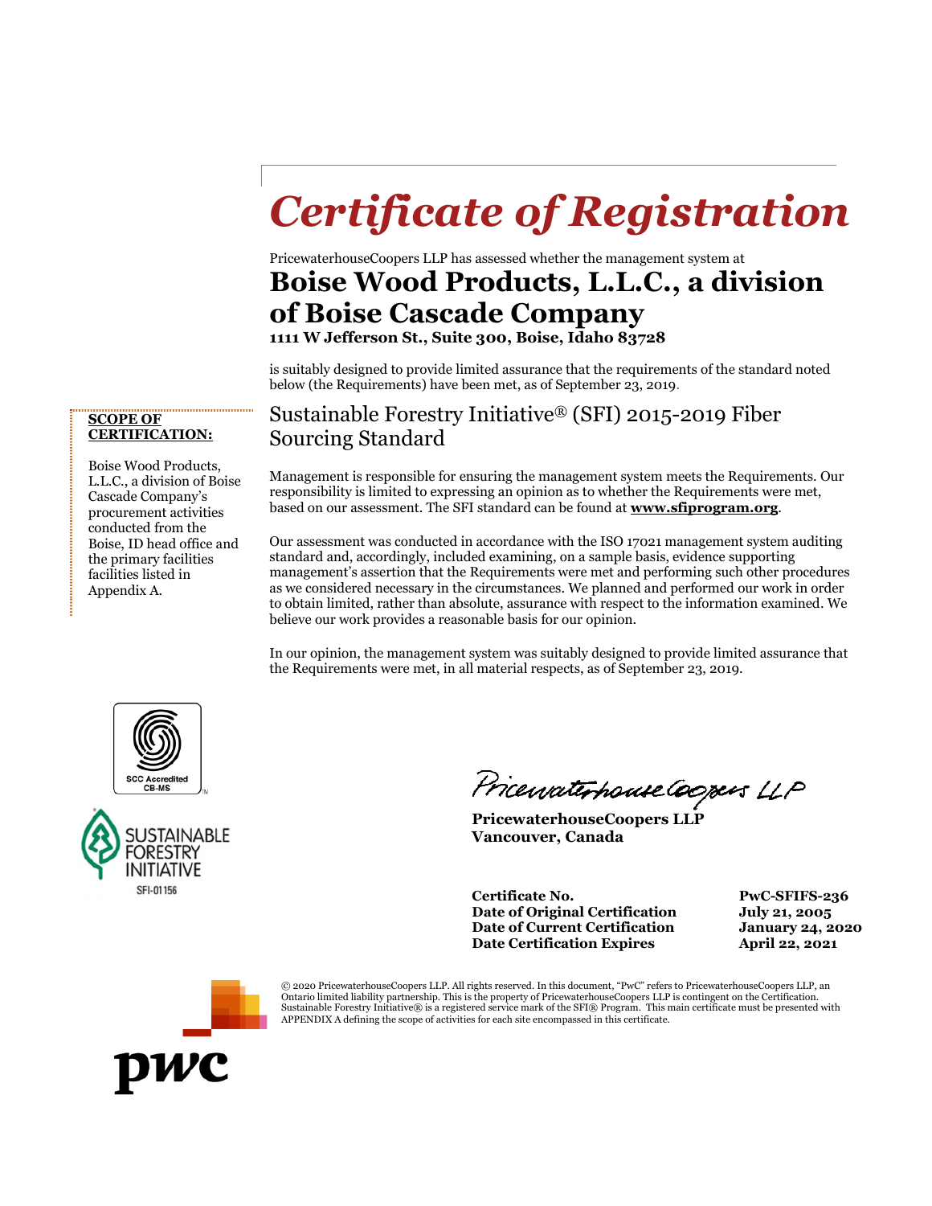# Certificate of Registration

PricewaterhouseCoopers LLP has assessed whether the management system at

## Boise Wood Products, L.L.C., a division of Boise Cascade Company

**1111 W Jefferson St., Suite 300, Boise, Idaho 83728**

is suitably designed to provide limited assurance that the requirements of the standard noted below (the Requirements) have been met, as of September 23, 2019.

### Sustainable Forestry Initiative® (SFI) 2015-2019 Fiber Sourcing Standard

**SCOPE OF CERTIFICATION:**

Boise Wood Products, L.L.C., a division of Boise Cascade Company's procurement activities conducted from the Boise, ID head office and the primary facilities facilities listed in Appendix A.

Management is responsible for ensuring the management system meets the Requirements. Our responsibility is limited to expressing an opinion as to whether the Requirements were met, based on our assessment. The SFI standard can be found at **www.sfiprogram.org**.

Our assessment was conducted in accordance with the ISO 17021 management system auditing standard and, accordingly, included examining, on a sample basis, evidence supporting management's assertion that the Requirements were met and performing such other procedures as we considered necessary in the circumstances. We planned and performed our work in order to obtain limited, rather than absolute, assurance with respect to the information examined. We believe our work provides a reasonable basis for our opinion.

In our opinion, the management system was suitably designed to provide limited assurance that the Requirements were met, in all material respects, as of September 23, 2019.

SCC Accredited CB-MS

SUSTAINABLE FORESTRY INITIATIVE SFI-01156

PricewaterhouseCoopers LLP

**PricewaterhouseCoopers LLP**
**Vancouver, Canada**

| | |
|---|---|
| **Certificate No.** | **PwC-SFIFS-236** |
| **Date of Original Certification** | **July 21, 2005** |
| **Date of Current Certification** | **January 24, 2020** |
| **Date Certification Expires** | **April 22, 2021** |

© 2020 PricewaterhouseCoopers LLP. All rights reserved. In this document, "PwC" refers to PricewaterhouseCoopers LLP, an Ontario limited liability partnership. This is the property of PricewaterhouseCoopers LLP is contingent on the Certification. Sustainable Forestry Initiative® is a registered service mark of the SFI® Program. This main certificate must be presented with APPENDIX A defining the scope of activities for each site encompassed in this certificate.

pwc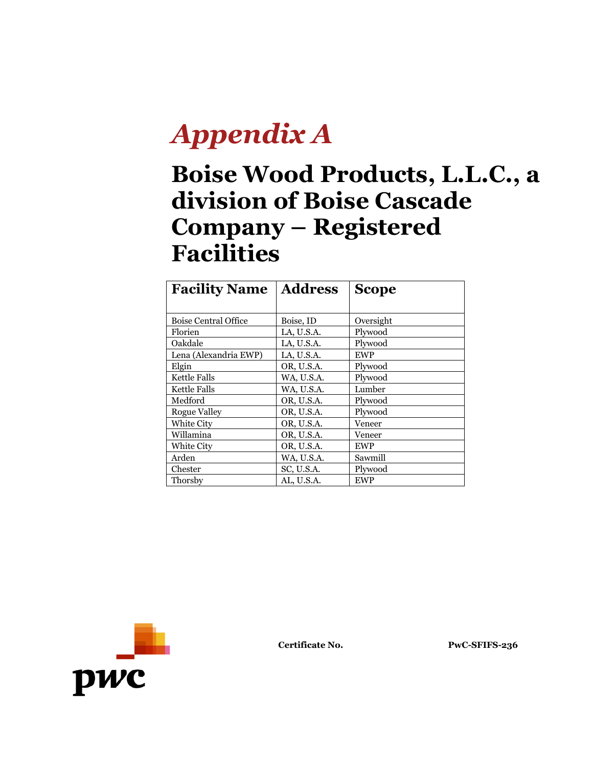# *Appendix A*

## Boise Wood Products, L.L.C., a division of Boise Cascade Company – Registered Facilities

| Facility Name | Address | Scope |
|---|---|---|
| Boise Central Office | Boise, ID | Oversight |
| Florien | LA, U.S.A. | Plywood |
| Oakdale | LA, U.S.A. | Plywood |
| Lena (Alexandria EWP) | LA, U.S.A. | EWP |
| Elgin | OR, U.S.A. | Plywood |
| Kettle Falls | WA, U.S.A. | Plywood |
| Kettle Falls | WA, U.S.A. | Lumber |
| Medford | OR, U.S.A. | Plywood |
| Rogue Valley | OR, U.S.A. | Plywood |
| White City | OR, U.S.A. | Veneer |
| Willamina | OR, U.S.A. | Veneer |
| White City | OR, U.S.A. | EWP |
| Arden | WA, U.S.A. | Sawmill |
| Chester | SC, U.S.A. | Plywood |
| Thorsby | AL, U.S.A. | EWP |

pwc

**Certificate No.** **PwC-SFIFS-236**